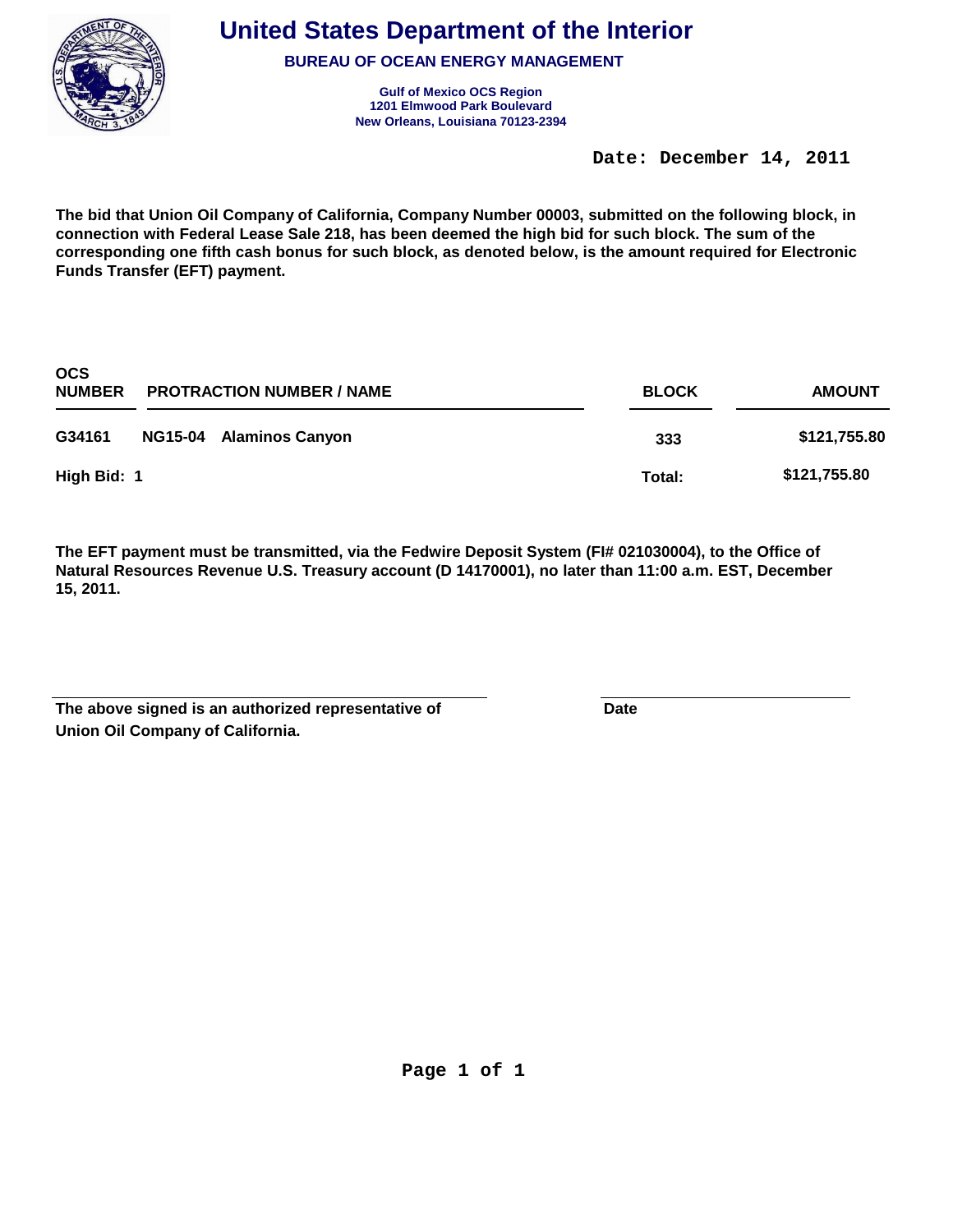# United States Department of the Interior

**BUREAU OF OCEAN ENERGY MANAGEMENT**

**Gulf of Mexico OCS Region**
**1201 Elmwood Park Boulevard**
**New Orleans, Louisiana 70123-2394**

**Date: December 14, 2011**

**The bid that Union Oil Company of California, Company Number 00003, submitted on the following block, in connection with Federal Lease Sale 218, has been deemed the high bid for such block. The sum of the corresponding one fifth cash bonus for such block, as denoted below, is the amount required for Electronic Funds Transfer (EFT) payment.**

| OCS NUMBER | PROTRACTION NUMBER / NAME | BLOCK | AMOUNT |
|---|---|---|---|
| G34161 | NG15-04 Alaminos Canyon | 333 | $121,755.80 |
| High Bid: 1 | | Total: | $121,755.80 |

**The EFT payment must be transmitted, via the Fedwire Deposit System (FI# 021030004), to the Office of Natural Resources Revenue U.S. Treasury account (D 14170001), no later than 11:00 a.m. EST, December 15, 2011.**

**The above signed is an authorized representative of Union Oil Company of California.**

**Date**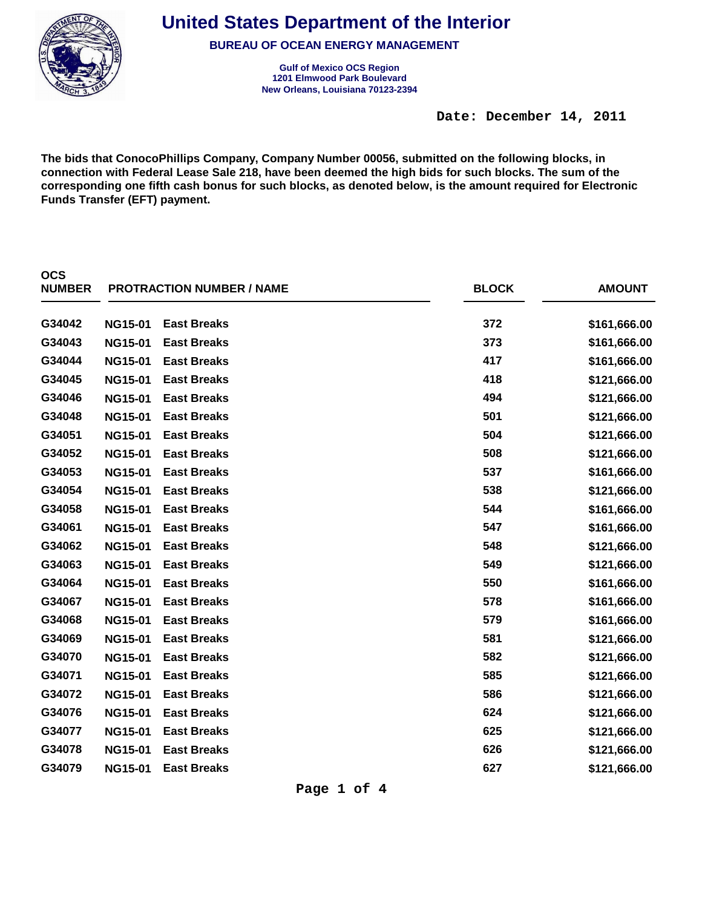# United States Department of the Interior

## BUREAU OF OCEAN ENERGY MANAGEMENT

**Gulf of Mexico OCS Region**
**1201 Elmwood Park Boulevard**
**New Orleans, Louisiana 70123-2394**

**Date: December 14, 2011**

**The bids that ConocoPhillips Company, Company Number 00056, submitted on the following blocks, in connection with Federal Lease Sale 218, have been deemed the high bids for such blocks. The sum of the corresponding one fifth cash bonus for such blocks, as denoted below, is the amount required for Electronic Funds Transfer (EFT) payment.**

| OCS NUMBER | PROTRACTION NUMBER | NAME | BLOCK | AMOUNT |
|---|---|---|---|---|
| G34042 | NG15-01 | East Breaks | 372 | $161,666.00 |
| G34043 | NG15-01 | East Breaks | 373 | $161,666.00 |
| G34044 | NG15-01 | East Breaks | 417 | $161,666.00 |
| G34045 | NG15-01 | East Breaks | 418 | $121,666.00 |
| G34046 | NG15-01 | East Breaks | 494 | $121,666.00 |
| G34048 | NG15-01 | East Breaks | 501 | $121,666.00 |
| G34051 | NG15-01 | East Breaks | 504 | $121,666.00 |
| G34052 | NG15-01 | East Breaks | 508 | $121,666.00 |
| G34053 | NG15-01 | East Breaks | 537 | $161,666.00 |
| G34054 | NG15-01 | East Breaks | 538 | $121,666.00 |
| G34058 | NG15-01 | East Breaks | 544 | $161,666.00 |
| G34061 | NG15-01 | East Breaks | 547 | $161,666.00 |
| G34062 | NG15-01 | East Breaks | 548 | $121,666.00 |
| G34063 | NG15-01 | East Breaks | 549 | $121,666.00 |
| G34064 | NG15-01 | East Breaks | 550 | $161,666.00 |
| G34067 | NG15-01 | East Breaks | 578 | $161,666.00 |
| G34068 | NG15-01 | East Breaks | 579 | $161,666.00 |
| G34069 | NG15-01 | East Breaks | 581 | $121,666.00 |
| G34070 | NG15-01 | East Breaks | 582 | $121,666.00 |
| G34071 | NG15-01 | East Breaks | 585 | $121,666.00 |
| G34072 | NG15-01 | East Breaks | 586 | $121,666.00 |
| G34076 | NG15-01 | East Breaks | 624 | $121,666.00 |
| G34077 | NG15-01 | East Breaks | 625 | $121,666.00 |
| G34078 | NG15-01 | East Breaks | 626 | $121,666.00 |
| G34079 | NG15-01 | East Breaks | 627 | $121,666.00 |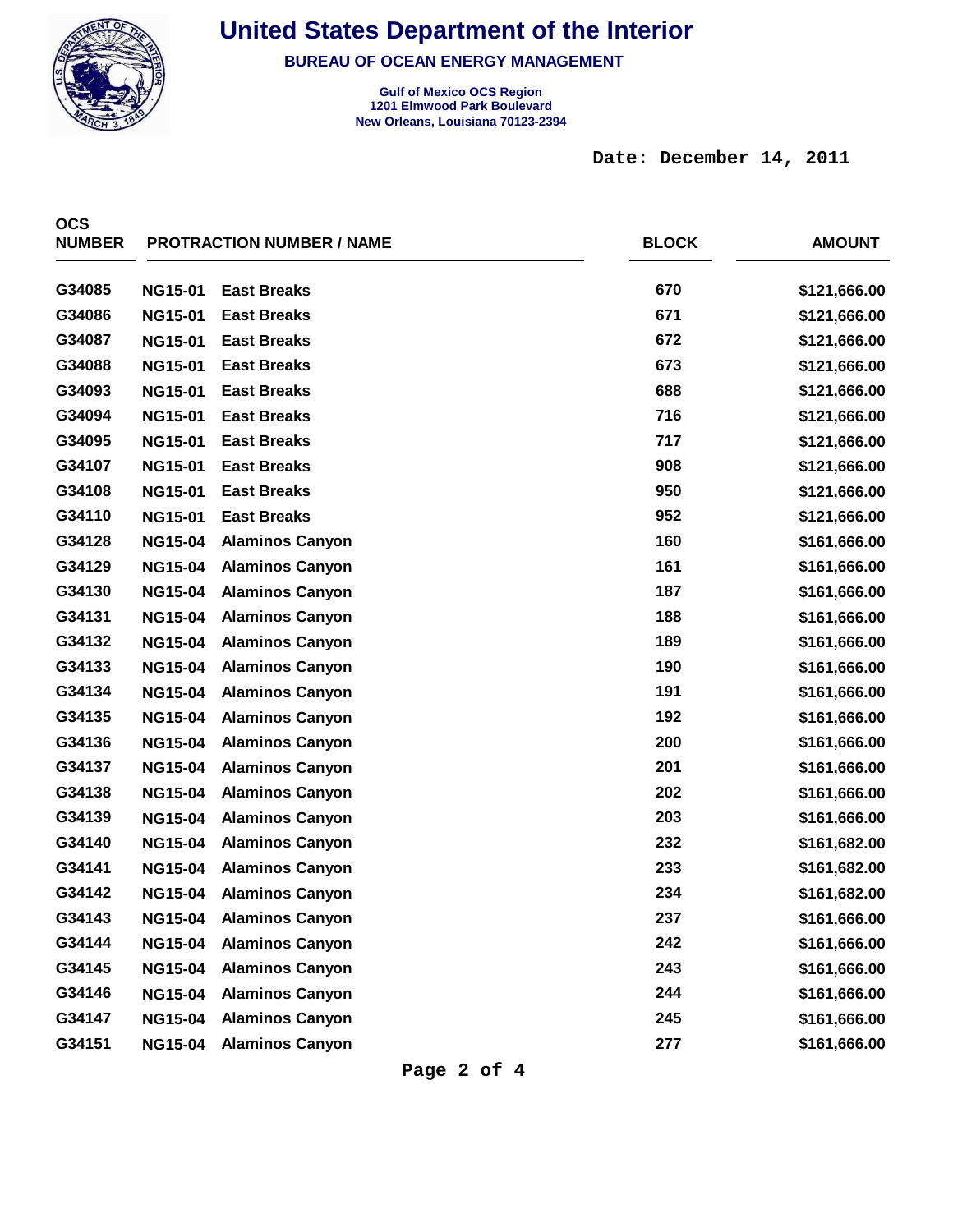# United States Department of the Interior

**BUREAU OF OCEAN ENERGY MANAGEMENT**

**Gulf of Mexico OCS Region**
**1201 Elmwood Park Boulevard**
**New Orleans, Louisiana 70123-2394**

**Date: December 14, 2011**

| OCS NUMBER | PROTRACTION NUMBER / NAME | | BLOCK | AMOUNT |
|---|---|---|---|---|
| G34085 | NG15-01 | East Breaks | 670 | $121,666.00 |
| G34086 | NG15-01 | East Breaks | 671 | $121,666.00 |
| G34087 | NG15-01 | East Breaks | 672 | $121,666.00 |
| G34088 | NG15-01 | East Breaks | 673 | $121,666.00 |
| G34093 | NG15-01 | East Breaks | 688 | $121,666.00 |
| G34094 | NG15-01 | East Breaks | 716 | $121,666.00 |
| G34095 | NG15-01 | East Breaks | 717 | $121,666.00 |
| G34107 | NG15-01 | East Breaks | 908 | $121,666.00 |
| G34108 | NG15-01 | East Breaks | 950 | $121,666.00 |
| G34110 | NG15-01 | East Breaks | 952 | $121,666.00 |
| G34128 | NG15-04 | Alaminos Canyon | 160 | $161,666.00 |
| G34129 | NG15-04 | Alaminos Canyon | 161 | $161,666.00 |
| G34130 | NG15-04 | Alaminos Canyon | 187 | $161,666.00 |
| G34131 | NG15-04 | Alaminos Canyon | 188 | $161,666.00 |
| G34132 | NG15-04 | Alaminos Canyon | 189 | $161,666.00 |
| G34133 | NG15-04 | Alaminos Canyon | 190 | $161,666.00 |
| G34134 | NG15-04 | Alaminos Canyon | 191 | $161,666.00 |
| G34135 | NG15-04 | Alaminos Canyon | 192 | $161,666.00 |
| G34136 | NG15-04 | Alaminos Canyon | 200 | $161,666.00 |
| G34137 | NG15-04 | Alaminos Canyon | 201 | $161,666.00 |
| G34138 | NG15-04 | Alaminos Canyon | 202 | $161,666.00 |
| G34139 | NG15-04 | Alaminos Canyon | 203 | $161,666.00 |
| G34140 | NG15-04 | Alaminos Canyon | 232 | $161,682.00 |
| G34141 | NG15-04 | Alaminos Canyon | 233 | $161,682.00 |
| G34142 | NG15-04 | Alaminos Canyon | 234 | $161,682.00 |
| G34143 | NG15-04 | Alaminos Canyon | 237 | $161,666.00 |
| G34144 | NG15-04 | Alaminos Canyon | 242 | $161,666.00 |
| G34145 | NG15-04 | Alaminos Canyon | 243 | $161,666.00 |
| G34146 | NG15-04 | Alaminos Canyon | 244 | $161,666.00 |
| G34147 | NG15-04 | Alaminos Canyon | 245 | $161,666.00 |
| G34151 | NG15-04 | Alaminos Canyon | 277 | $161,666.00 |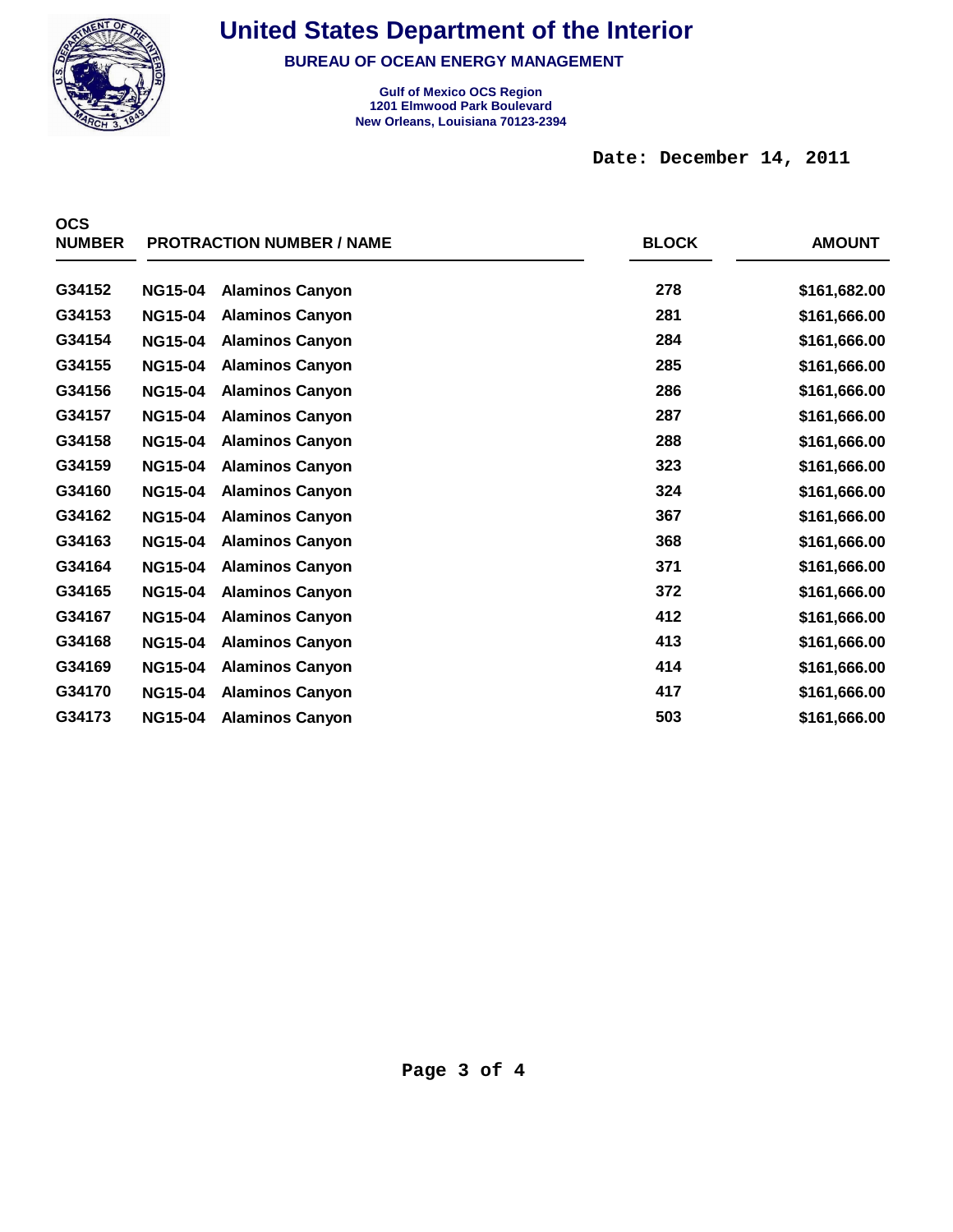# United States Department of the Interior

**BUREAU OF OCEAN ENERGY MANAGEMENT**

**Gulf of Mexico OCS Region**
**1201 Elmwood Park Boulevard**
**New Orleans, Louisiana 70123-2394**

**Date: December 14, 2011**

| OCS NUMBER | PROTRACTION NUMBER / NAME | | BLOCK | AMOUNT |
|---|---|---|---|---|
| G34152 | NG15-04 | Alaminos Canyon | 278 | $161,682.00 |
| G34153 | NG15-04 | Alaminos Canyon | 281 | $161,666.00 |
| G34154 | NG15-04 | Alaminos Canyon | 284 | $161,666.00 |
| G34155 | NG15-04 | Alaminos Canyon | 285 | $161,666.00 |
| G34156 | NG15-04 | Alaminos Canyon | 286 | $161,666.00 |
| G34157 | NG15-04 | Alaminos Canyon | 287 | $161,666.00 |
| G34158 | NG15-04 | Alaminos Canyon | 288 | $161,666.00 |
| G34159 | NG15-04 | Alaminos Canyon | 323 | $161,666.00 |
| G34160 | NG15-04 | Alaminos Canyon | 324 | $161,666.00 |
| G34162 | NG15-04 | Alaminos Canyon | 367 | $161,666.00 |
| G34163 | NG15-04 | Alaminos Canyon | 368 | $161,666.00 |
| G34164 | NG15-04 | Alaminos Canyon | 371 | $161,666.00 |
| G34165 | NG15-04 | Alaminos Canyon | 372 | $161,666.00 |
| G34167 | NG15-04 | Alaminos Canyon | 412 | $161,666.00 |
| G34168 | NG15-04 | Alaminos Canyon | 413 | $161,666.00 |
| G34169 | NG15-04 | Alaminos Canyon | 414 | $161,666.00 |
| G34170 | NG15-04 | Alaminos Canyon | 417 | $161,666.00 |
| G34173 | NG15-04 | Alaminos Canyon | 503 | $161,666.00 |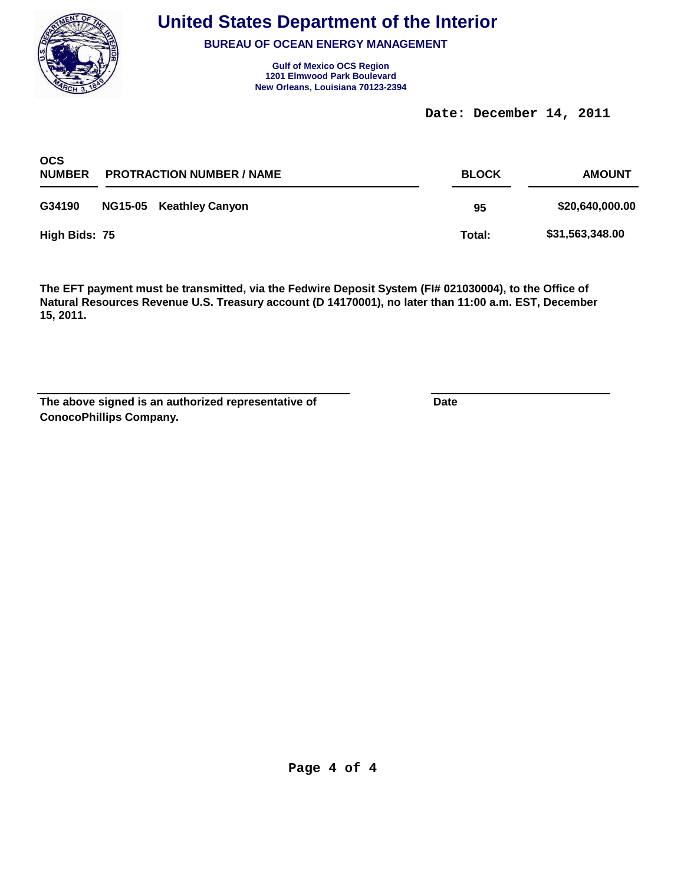# United States Department of the Interior

**BUREAU OF OCEAN ENERGY MANAGEMENT**

**Gulf of Mexico OCS Region**
**1201 Elmwood Park Boulevard**
**New Orleans, Louisiana 70123-2394**

**Date: December 14, 2011**

| OCS NUMBER | PROTRACTION NUMBER / NAME | | BLOCK | AMOUNT |
|---|---|---|---|---|
| G34190 | NG15-05 | Keathley Canyon | 95 | $20,640,000.00 |
| **High Bids: 75** | | | **Total:** | **$31,563,348.00** |

**The EFT payment must be transmitted, via the Fedwire Deposit System (FI# 021030004), to the Office of Natural Resources Revenue U.S. Treasury account (D 14170001), no later than 11:00 a.m. EST, December 15, 2011.**

**The above signed is an authorized representative of ConocoPhillips Company.**

**Date**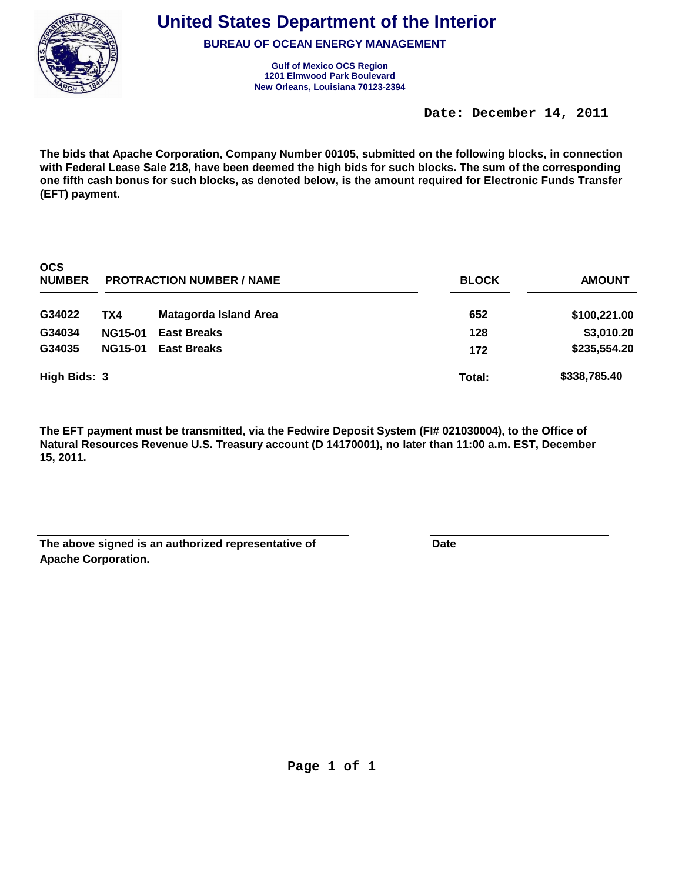# United States Department of the Interior

## BUREAU OF OCEAN ENERGY MANAGEMENT

**Gulf of Mexico OCS Region**
**1201 Elmwood Park Boulevard**
**New Orleans, Louisiana 70123-2394**

**Date: December 14, 2011**

**The bids that Apache Corporation, Company Number 00105, submitted on the following blocks, in connection with Federal Lease Sale 218, have been deemed the high bids for such blocks. The sum of the corresponding one fifth cash bonus for such blocks, as denoted below, is the amount required for Electronic Funds Transfer (EFT) payment.**

| OCS NUMBER | PROTRACTION NUMBER / NAME | | BLOCK | AMOUNT |
|---|---|---|---|---|
| G34022 | TX4 | Matagorda Island Area | 652 | $100,221.00 |
| G34034 | NG15-01 | East Breaks | 128 | $3,010.20 |
| G34035 | NG15-01 | East Breaks | 172 | $235,554.20 |
| High Bids: 3 | | | Total: | $338,785.40 |

**The EFT payment must be transmitted, via the Fedwire Deposit System (FI# 021030004), to the Office of Natural Resources Revenue U.S. Treasury account (D 14170001), no later than 11:00 a.m. EST, December 15, 2011.**

**The above signed is an authorized representative of Apache Corporation.**

**Date**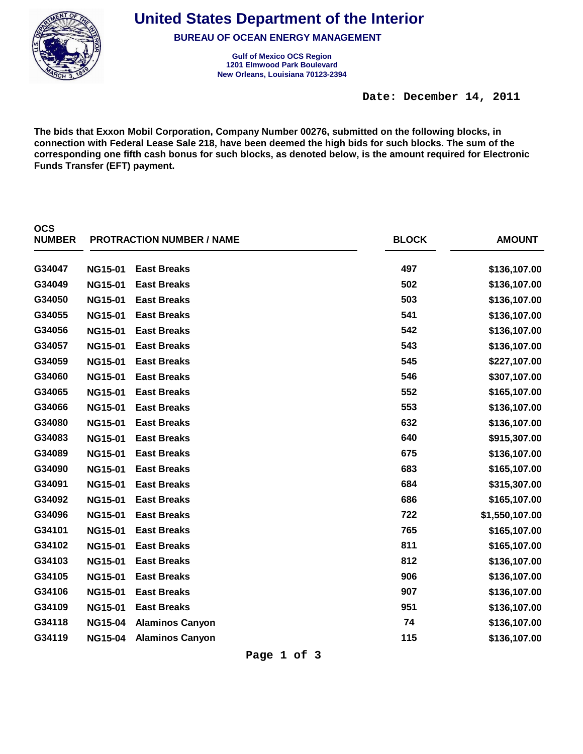# United States Department of the Interior

## BUREAU OF OCEAN ENERGY MANAGEMENT

**Gulf of Mexico OCS Region**
**1201 Elmwood Park Boulevard**
**New Orleans, Louisiana 70123-2394**

**Date: December 14, 2011**

**The bids that Exxon Mobil Corporation, Company Number 00276, submitted on the following blocks, in connection with Federal Lease Sale 218, have been deemed the high bids for such blocks. The sum of the corresponding one fifth cash bonus for such blocks, as denoted below, is the amount required for Electronic Funds Transfer (EFT) payment.**

| OCS NUMBER | PROTRACTION NUMBER / NAME | | BLOCK | AMOUNT |
|---|---|---|---|---|
| G34047 | NG15-01 | East Breaks | 497 | $136,107.00 |
| G34049 | NG15-01 | East Breaks | 502 | $136,107.00 |
| G34050 | NG15-01 | East Breaks | 503 | $136,107.00 |
| G34055 | NG15-01 | East Breaks | 541 | $136,107.00 |
| G34056 | NG15-01 | East Breaks | 542 | $136,107.00 |
| G34057 | NG15-01 | East Breaks | 543 | $136,107.00 |
| G34059 | NG15-01 | East Breaks | 545 | $227,107.00 |
| G34060 | NG15-01 | East Breaks | 546 | $307,107.00 |
| G34065 | NG15-01 | East Breaks | 552 | $165,107.00 |
| G34066 | NG15-01 | East Breaks | 553 | $136,107.00 |
| G34080 | NG15-01 | East Breaks | 632 | $136,107.00 |
| G34083 | NG15-01 | East Breaks | 640 | $915,307.00 |
| G34089 | NG15-01 | East Breaks | 675 | $136,107.00 |
| G34090 | NG15-01 | East Breaks | 683 | $165,107.00 |
| G34091 | NG15-01 | East Breaks | 684 | $315,307.00 |
| G34092 | NG15-01 | East Breaks | 686 | $165,107.00 |
| G34096 | NG15-01 | East Breaks | 722 | $1,550,107.00 |
| G34101 | NG15-01 | East Breaks | 765 | $165,107.00 |
| G34102 | NG15-01 | East Breaks | 811 | $165,107.00 |
| G34103 | NG15-01 | East Breaks | 812 | $136,107.00 |
| G34105 | NG15-01 | East Breaks | 906 | $136,107.00 |
| G34106 | NG15-01 | East Breaks | 907 | $136,107.00 |
| G34109 | NG15-01 | East Breaks | 951 | $136,107.00 |
| G34118 | NG15-04 | Alaminos Canyon | 74 | $136,107.00 |
| G34119 | NG15-04 | Alaminos Canyon | 115 | $136,107.00 |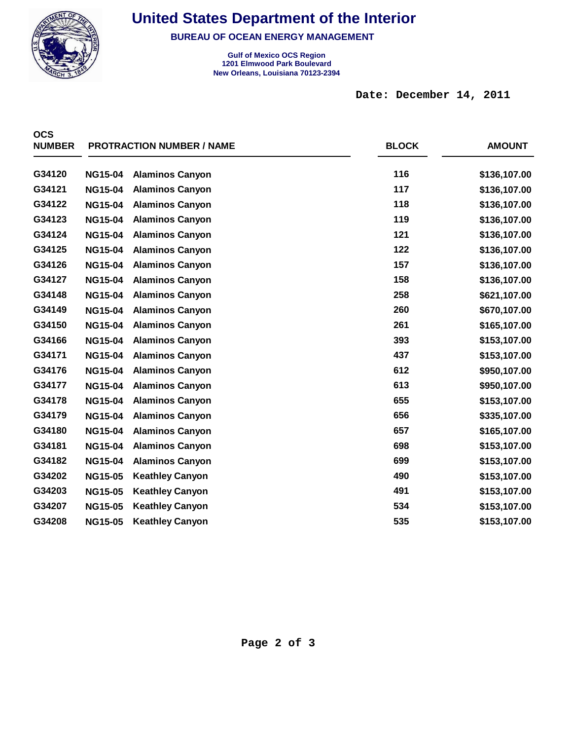# United States Department of the Interior

## BUREAU OF OCEAN ENERGY MANAGEMENT

**Gulf of Mexico OCS Region**
**1201 Elmwood Park Boulevard**
**New Orleans, Louisiana 70123-2394**

**Date: December 14, 2011**

| OCS NUMBER | PROTRACTION NUMBER / NAME | | BLOCK | AMOUNT |
|---|---|---|---|---|
| G34120 | NG15-04 | Alaminos Canyon | 116 | $136,107.00 |
| G34121 | NG15-04 | Alaminos Canyon | 117 | $136,107.00 |
| G34122 | NG15-04 | Alaminos Canyon | 118 | $136,107.00 |
| G34123 | NG15-04 | Alaminos Canyon | 119 | $136,107.00 |
| G34124 | NG15-04 | Alaminos Canyon | 121 | $136,107.00 |
| G34125 | NG15-04 | Alaminos Canyon | 122 | $136,107.00 |
| G34126 | NG15-04 | Alaminos Canyon | 157 | $136,107.00 |
| G34127 | NG15-04 | Alaminos Canyon | 158 | $136,107.00 |
| G34148 | NG15-04 | Alaminos Canyon | 258 | $621,107.00 |
| G34149 | NG15-04 | Alaminos Canyon | 260 | $670,107.00 |
| G34150 | NG15-04 | Alaminos Canyon | 261 | $165,107.00 |
| G34166 | NG15-04 | Alaminos Canyon | 393 | $153,107.00 |
| G34171 | NG15-04 | Alaminos Canyon | 437 | $153,107.00 |
| G34176 | NG15-04 | Alaminos Canyon | 612 | $950,107.00 |
| G34177 | NG15-04 | Alaminos Canyon | 613 | $950,107.00 |
| G34178 | NG15-04 | Alaminos Canyon | 655 | $153,107.00 |
| G34179 | NG15-04 | Alaminos Canyon | 656 | $335,107.00 |
| G34180 | NG15-04 | Alaminos Canyon | 657 | $165,107.00 |
| G34181 | NG15-04 | Alaminos Canyon | 698 | $153,107.00 |
| G34182 | NG15-04 | Alaminos Canyon | 699 | $153,107.00 |
| G34202 | NG15-05 | Keathley Canyon | 490 | $153,107.00 |
| G34203 | NG15-05 | Keathley Canyon | 491 | $153,107.00 |
| G34207 | NG15-05 | Keathley Canyon | 534 | $153,107.00 |
| G34208 | NG15-05 | Keathley Canyon | 535 | $153,107.00 |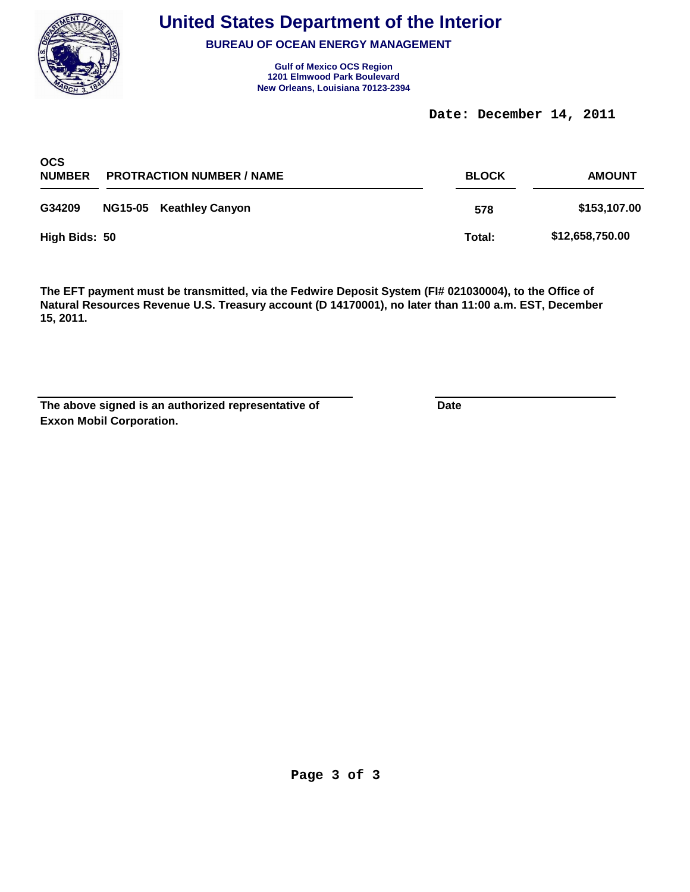# United States Department of the Interior

**BUREAU OF OCEAN ENERGY MANAGEMENT**

**Gulf of Mexico OCS Region**
**1201 Elmwood Park Boulevard**
**New Orleans, Louisiana 70123-2394**

**Date: December 14, 2011**

| OCS NUMBER | PROTRACTION NUMBER / NAME | | BLOCK | AMOUNT |
|---|---|---|---|---|
| G34209 | NG15-05 | Keathley Canyon | 578 | $153,107.00 |
| High Bids: 50 | | | Total: | $12,658,750.00 |

**The EFT payment must be transmitted, via the Fedwire Deposit System (FI# 021030004), to the Office of Natural Resources Revenue U.S. Treasury account (D 14170001), no later than 11:00 a.m. EST, December 15, 2011.**

**The above signed is an authorized representative of Exxon Mobil Corporation.**

**Date**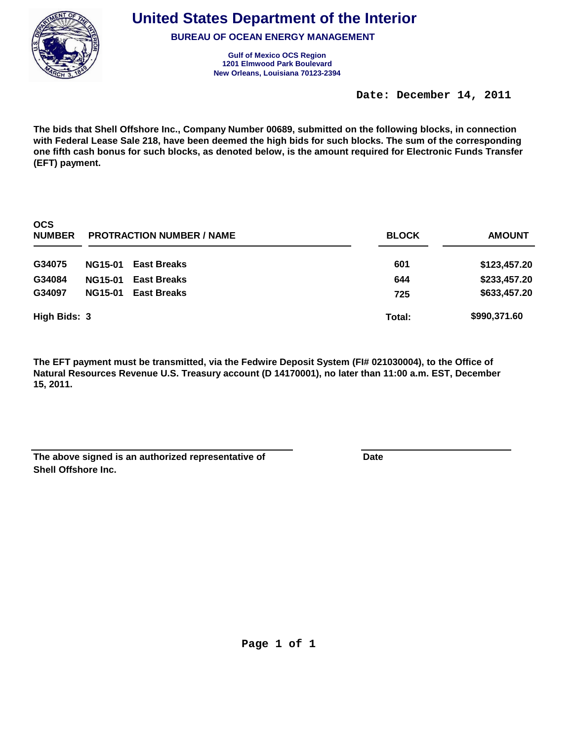# United States Department of the Interior

**BUREAU OF OCEAN ENERGY MANAGEMENT**

**Gulf of Mexico OCS Region**
**1201 Elmwood Park Boulevard**
**New Orleans, Louisiana 70123-2394**

**Date: December 14, 2011**

**The bids that Shell Offshore Inc., Company Number 00689, submitted on the following blocks, in connection with Federal Lease Sale 218, have been deemed the high bids for such blocks. The sum of the corresponding one fifth cash bonus for such blocks, as denoted below, is the amount required for Electronic Funds Transfer (EFT) payment.**

| OCS NUMBER | PROTRACTION NUMBER / NAME | | BLOCK | AMOUNT |
|---|---|---|---|---|
| G34075 | NG15-01 | East Breaks | 601 | $123,457.20 |
| G34084 | NG15-01 | East Breaks | 644 | $233,457.20 |
| G34097 | NG15-01 | East Breaks | 725 | $633,457.20 |
| **High Bids: 3** | | | **Total:** | **$990,371.60** |

**The EFT payment must be transmitted, via the Fedwire Deposit System (FI# 021030004), to the Office of Natural Resources Revenue U.S. Treasury account (D 14170001), no later than 11:00 a.m. EST, December 15, 2011.**

**The above signed is an authorized representative of Shell Offshore Inc.**

**Date**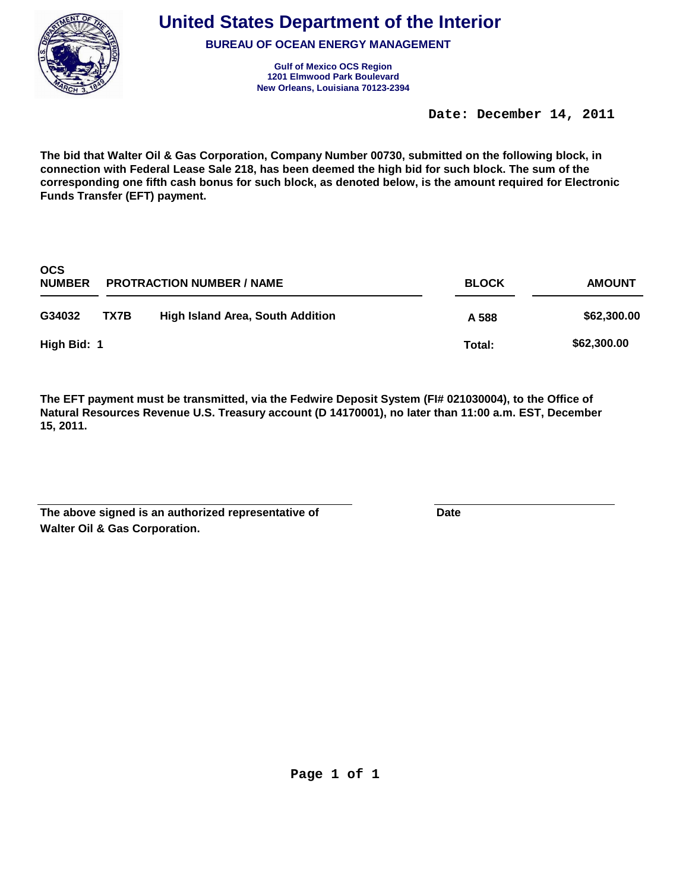# United States Department of the Interior

**BUREAU OF OCEAN ENERGY MANAGEMENT**

**Gulf of Mexico OCS Region**
**1201 Elmwood Park Boulevard**
**New Orleans, Louisiana 70123-2394**

**Date: December 14, 2011**

**The bid that Walter Oil & Gas Corporation, Company Number 00730, submitted on the following block, in connection with Federal Lease Sale 218, has been deemed the high bid for such block. The sum of the corresponding one fifth cash bonus for such block, as denoted below, is the amount required for Electronic Funds Transfer (EFT) payment.**

| OCS NUMBER | PROTRACTION NUMBER / NAME | | BLOCK | AMOUNT |
|---|---|---|---|---|
| G34032 | TX7B | High Island Area, South Addition | A 588 | $62,300.00 |
| High Bid: 1 | | | Total: | $62,300.00 |

**The EFT payment must be transmitted, via the Fedwire Deposit System (FI# 021030004), to the Office of Natural Resources Revenue U.S. Treasury account (D 14170001), no later than 11:00 a.m. EST, December 15, 2011.**

**The above signed is an authorized representative of Walter Oil & Gas Corporation.**

**Date**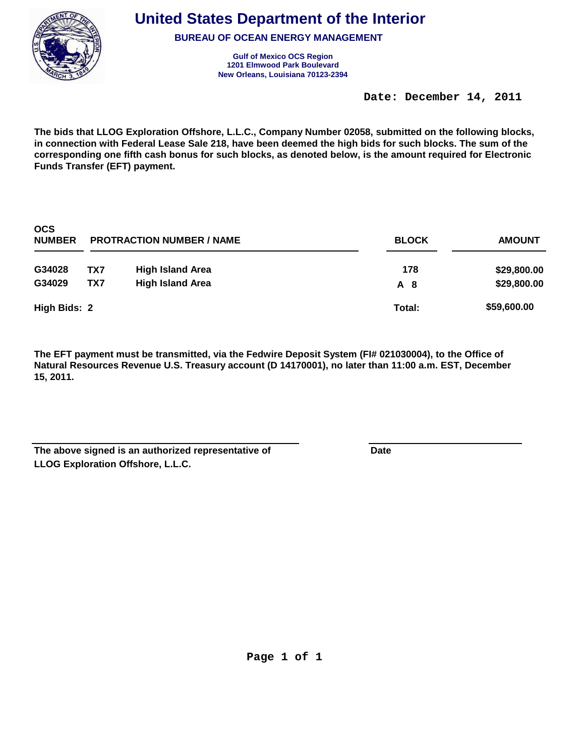# United States Department of the Interior

## BUREAU OF OCEAN ENERGY MANAGEMENT

**Gulf of Mexico OCS Region**
**1201 Elmwood Park Boulevard**
**New Orleans, Louisiana 70123-2394**

**Date: December 14, 2011**

**The bids that LLOG Exploration Offshore, L.L.C., Company Number 02058, submitted on the following blocks, in connection with Federal Lease Sale 218, have been deemed the high bids for such blocks. The sum of the corresponding one fifth cash bonus for such blocks, as denoted below, is the amount required for Electronic Funds Transfer (EFT) payment.**

| OCS NUMBER | PROTRACTION NUMBER / NAME | | BLOCK | AMOUNT |
|---|---|---|---|---|
| G34028 | TX7 | High Island Area | 178 | $29,800.00 |
| G34029 | TX7 | High Island Area | A 8 | $29,800.00 |
| **High Bids: 2** | | | **Total:** | **$59,600.00** |

**The EFT payment must be transmitted, via the Fedwire Deposit System (FI# 021030004), to the Office of Natural Resources Revenue U.S. Treasury account (D 14170001), no later than 11:00 a.m. EST, December 15, 2011.**

**The above signed is an authorized representative of LLOG Exploration Offshore, L.L.C.**

**Date**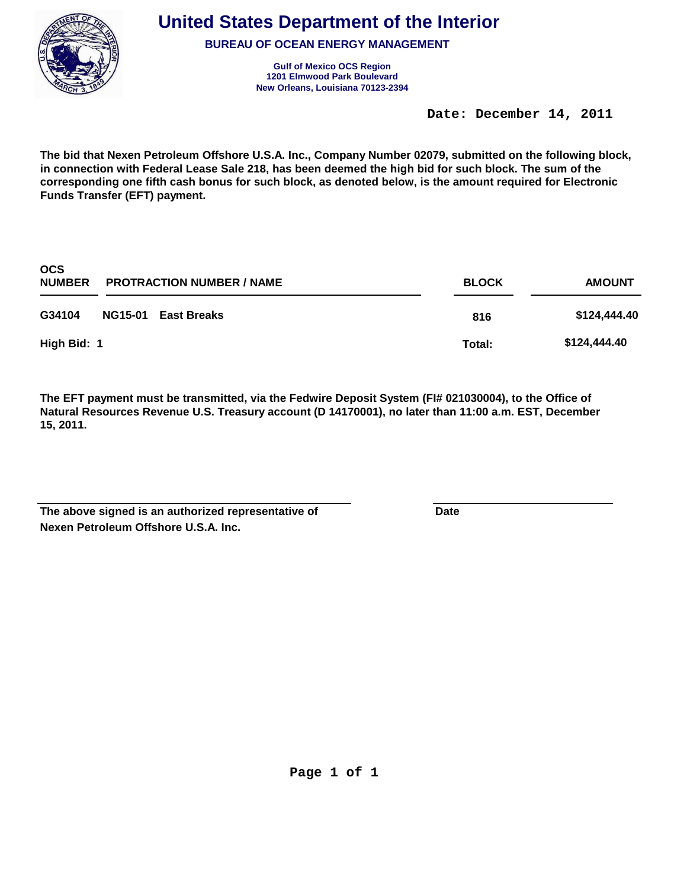# United States Department of the Interior

**BUREAU OF OCEAN ENERGY MANAGEMENT**

**Gulf of Mexico OCS Region**
**1201 Elmwood Park Boulevard**
**New Orleans, Louisiana 70123-2394**

**Date: December 14, 2011**

**The bid that Nexen Petroleum Offshore U.S.A. Inc., Company Number 02079, submitted on the following block, in connection with Federal Lease Sale 218, has been deemed the high bid for such block. The sum of the corresponding one fifth cash bonus for such block, as denoted below, is the amount required for Electronic Funds Transfer (EFT) payment.**

| OCS NUMBER | PROTRACTION NUMBER / NAME | BLOCK | AMOUNT |
|---|---|---|---|
| G34104 | NG15-01 East Breaks | 816 | $124,444.40 |
| High Bid: 1 | | Total: | $124,444.40 |

**The EFT payment must be transmitted, via the Fedwire Deposit System (FI# 021030004), to the Office of Natural Resources Revenue U.S. Treasury account (D 14170001), no later than 11:00 a.m. EST, December 15, 2011.**

**The above signed is an authorized representative of Nexen Petroleum Offshore U.S.A. Inc.**

**Date**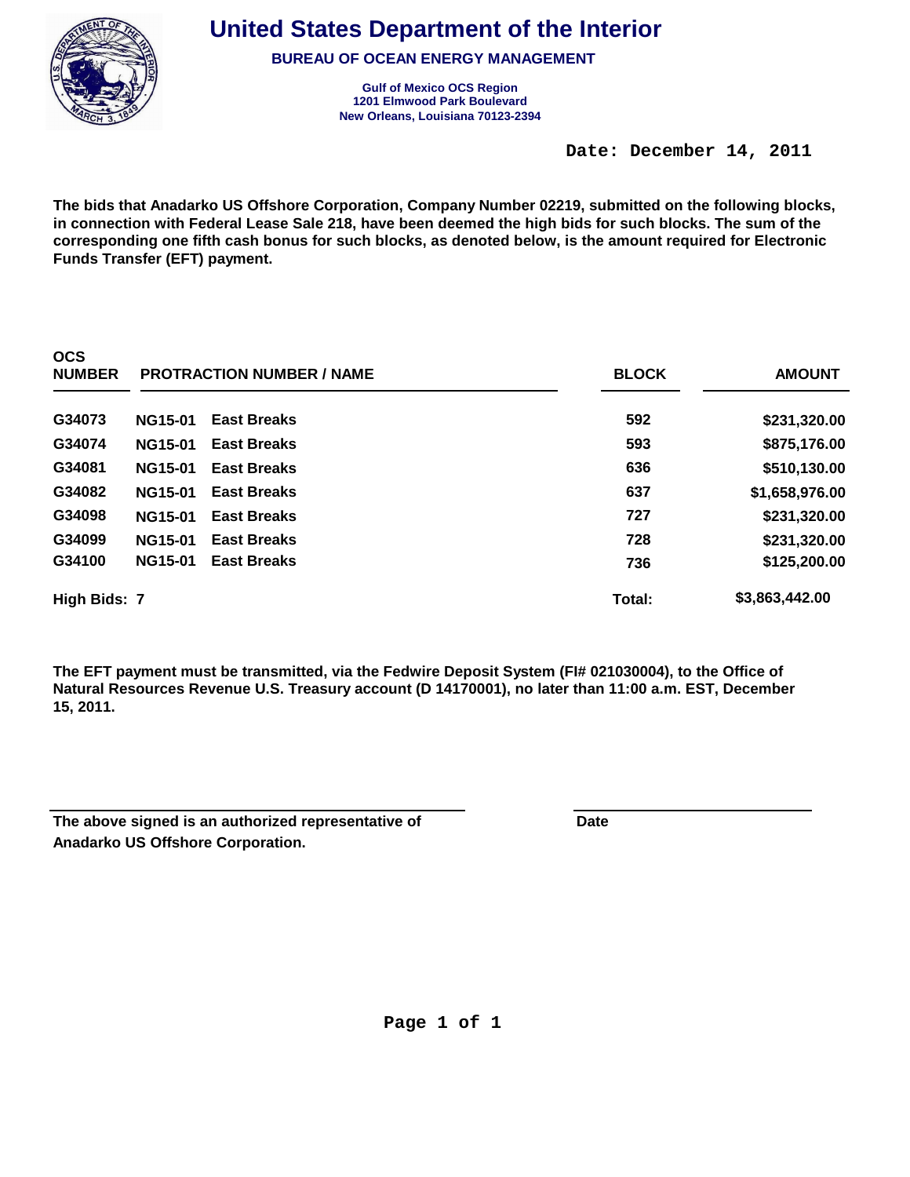# United States Department of the Interior

## BUREAU OF OCEAN ENERGY MANAGEMENT

**Gulf of Mexico OCS Region**
**1201 Elmwood Park Boulevard**
**New Orleans, Louisiana 70123-2394**

**Date: December 14, 2011**

**The bids that Anadarko US Offshore Corporation, Company Number 02219, submitted on the following blocks, in connection with Federal Lease Sale 218, have been deemed the high bids for such blocks. The sum of the corresponding one fifth cash bonus for such blocks, as denoted below, is the amount required for Electronic Funds Transfer (EFT) payment.**

| OCS NUMBER | PROTRACTION NUMBER / NAME | | BLOCK | AMOUNT |
|---|---|---|---|---|
| G34073 | NG15-01 | East Breaks | 592 | $231,320.00 |
| G34074 | NG15-01 | East Breaks | 593 | $875,176.00 |
| G34081 | NG15-01 | East Breaks | 636 | $510,130.00 |
| G34082 | NG15-01 | East Breaks | 637 | $1,658,976.00 |
| G34098 | NG15-01 | East Breaks | 727 | $231,320.00 |
| G34099 | NG15-01 | East Breaks | 728 | $231,320.00 |
| G34100 | NG15-01 | East Breaks | 736 | $125,200.00 |
| **High Bids: 7** | | | **Total:** | **$3,863,442.00** |

**The EFT payment must be transmitted, via the Fedwire Deposit System (FI# 021030004), to the Office of Natural Resources Revenue U.S. Treasury account (D 14170001), no later than 11:00 a.m. EST, December 15, 2011.**

**The above signed is an authorized representative of Anadarko US Offshore Corporation.**

**Date**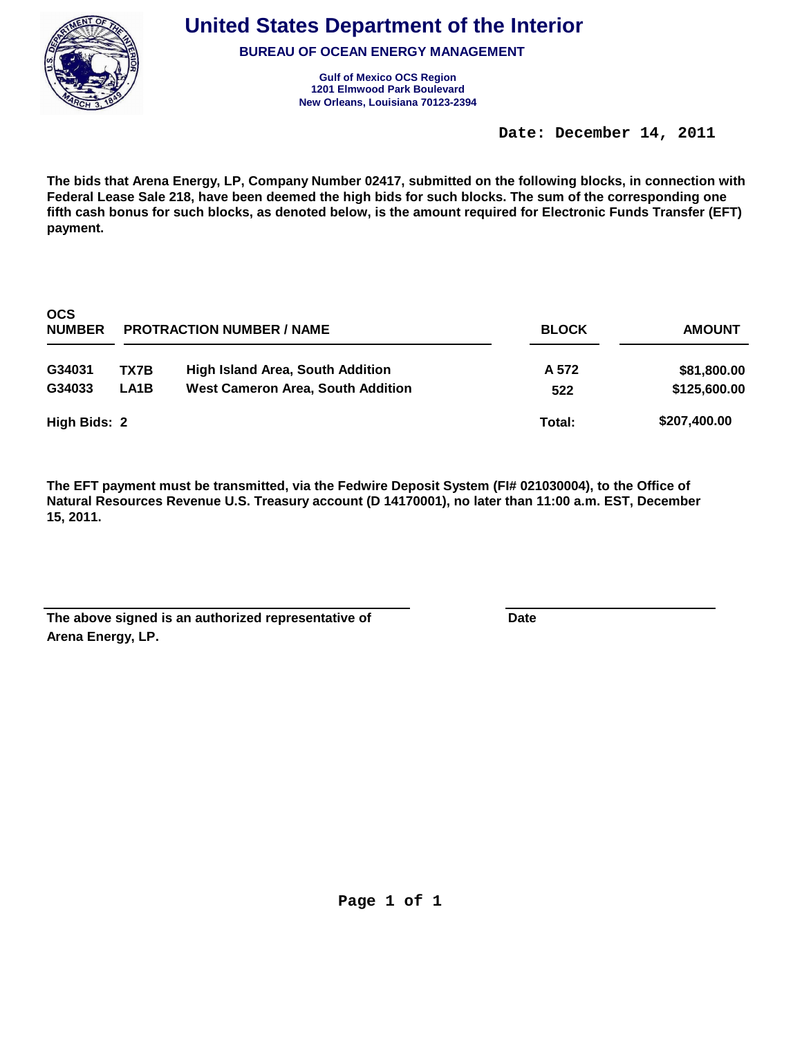# United States Department of the Interior

**BUREAU OF OCEAN ENERGY MANAGEMENT**

**Gulf of Mexico OCS Region**
**1201 Elmwood Park Boulevard**
**New Orleans, Louisiana 70123-2394**

**Date: December 14, 2011**

**The bids that Arena Energy, LP, Company Number 02417, submitted on the following blocks, in connection with Federal Lease Sale 218, have been deemed the high bids for such blocks. The sum of the corresponding one fifth cash bonus for such blocks, as denoted below, is the amount required for Electronic Funds Transfer (EFT) payment.**

| OCS NUMBER | PROTRACTION NUMBER / NAME | | BLOCK | AMOUNT |
|---|---|---|---|---|
| G34031 | TX7B | High Island Area, South Addition | A 572 | $81,800.00 |
| G34033 | LA1B | West Cameron Area, South Addition | 522 | $125,600.00 |
| High Bids: 2 | | | Total: | $207,400.00 |

**The EFT payment must be transmitted, via the Fedwire Deposit System (FI# 021030004), to the Office of Natural Resources Revenue U.S. Treasury account (D 14170001), no later than 11:00 a.m. EST, December 15, 2011.**

**The above signed is an authorized representative of Arena Energy, LP.**

**Date**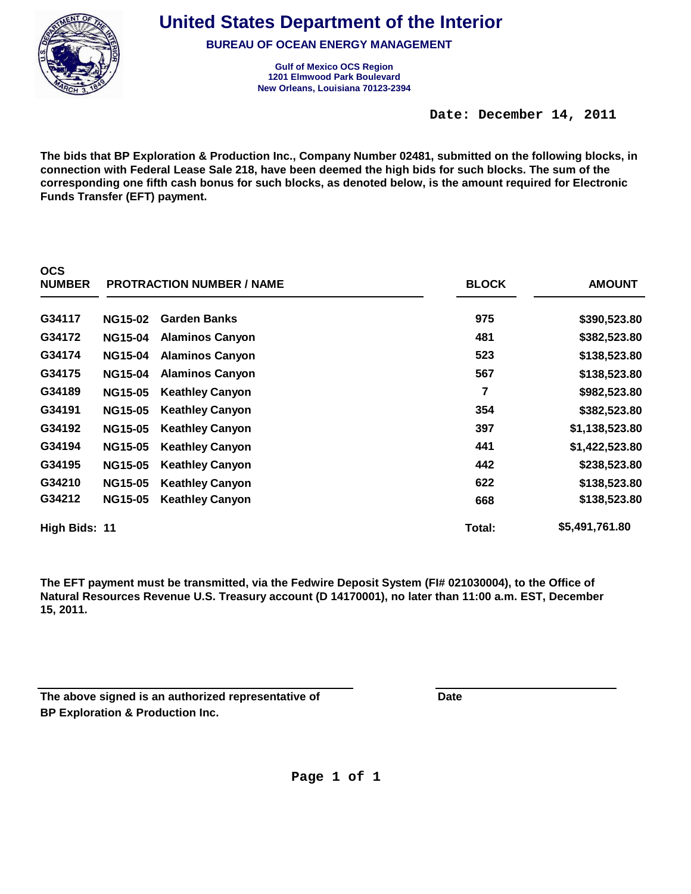# United States Department of the Interior

## BUREAU OF OCEAN ENERGY MANAGEMENT

**Gulf of Mexico OCS Region**
**1201 Elmwood Park Boulevard**
**New Orleans, Louisiana 70123-2394**

**Date: December 14, 2011**

**The bids that BP Exploration & Production Inc., Company Number 02481, submitted on the following blocks, in connection with Federal Lease Sale 218, have been deemed the high bids for such blocks. The sum of the corresponding one fifth cash bonus for such blocks, as denoted below, is the amount required for Electronic Funds Transfer (EFT) payment.**

| OCS NUMBER | PROTRACTION NUMBER / NAME | | BLOCK | AMOUNT |
|---|---|---|---|---|
| G34117 | NG15-02 | Garden Banks | 975 | $390,523.80 |
| G34172 | NG15-04 | Alaminos Canyon | 481 | $382,523.80 |
| G34174 | NG15-04 | Alaminos Canyon | 523 | $138,523.80 |
| G34175 | NG15-04 | Alaminos Canyon | 567 | $138,523.80 |
| G34189 | NG15-05 | Keathley Canyon | 7 | $982,523.80 |
| G34191 | NG15-05 | Keathley Canyon | 354 | $382,523.80 |
| G34192 | NG15-05 | Keathley Canyon | 397 | $1,138,523.80 |
| G34194 | NG15-05 | Keathley Canyon | 441 | $1,422,523.80 |
| G34195 | NG15-05 | Keathley Canyon | 442 | $238,523.80 |
| G34210 | NG15-05 | Keathley Canyon | 622 | $138,523.80 |
| G34212 | NG15-05 | Keathley Canyon | 668 | $138,523.80 |
| High Bids: 11 | | | Total: | $5,491,761.80 |

**The EFT payment must be transmitted, via the Fedwire Deposit System (FI# 021030004), to the Office of Natural Resources Revenue U.S. Treasury account (D 14170001), no later than 11:00 a.m. EST, December 15, 2011.**

______________________________

**The above signed is an authorized representative of BP Exploration & Production Inc.**

______________________________

**Date**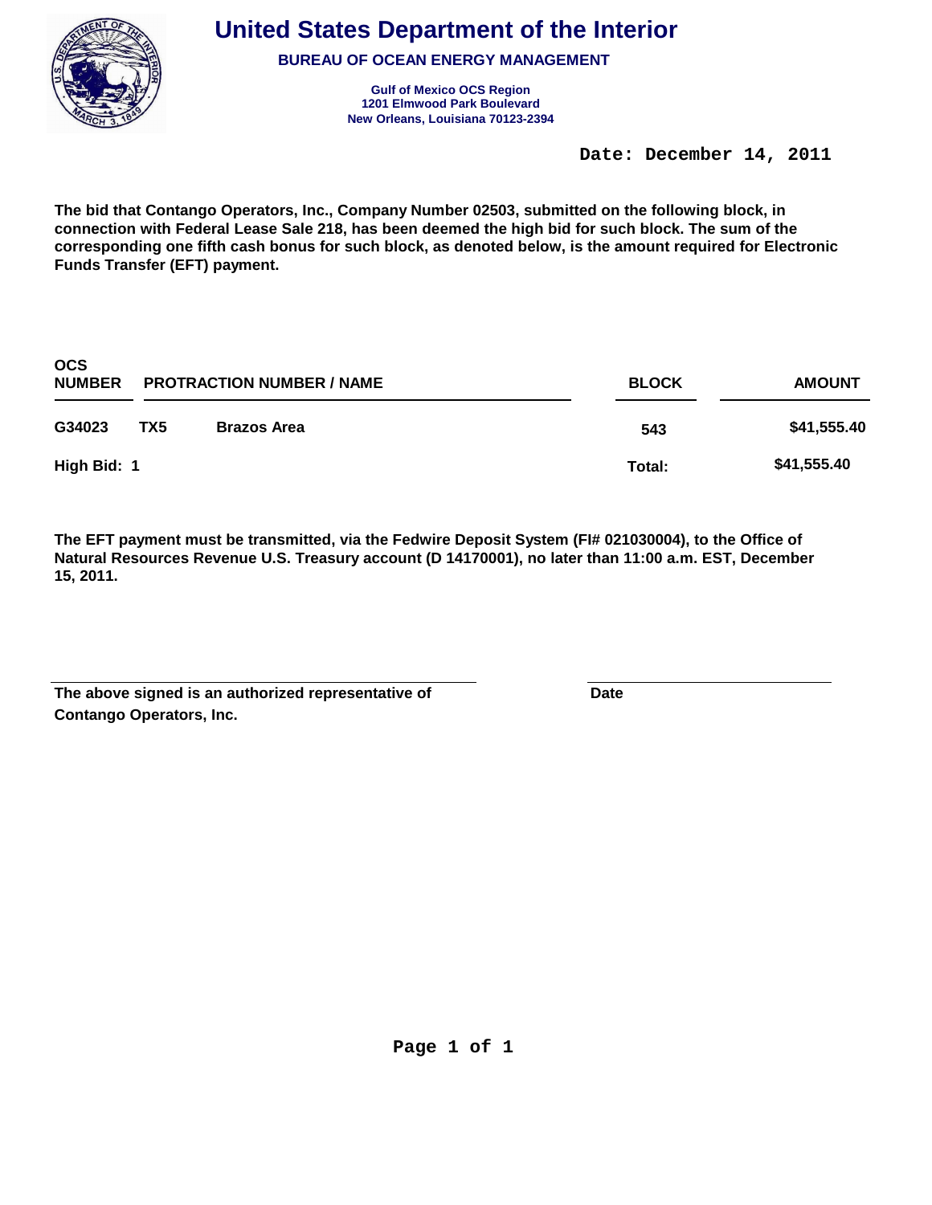# United States Department of the Interior

## BUREAU OF OCEAN ENERGY MANAGEMENT

**Gulf of Mexico OCS Region**
**1201 Elmwood Park Boulevard**
**New Orleans, Louisiana 70123-2394**

**Date: December 14, 2011**

**The bid that Contango Operators, Inc., Company Number 02503, submitted on the following block, in connection with Federal Lease Sale 218, has been deemed the high bid for such block. The sum of the corresponding one fifth cash bonus for such block, as denoted below, is the amount required for Electronic Funds Transfer (EFT) payment.**

| OCS NUMBER | PROTRACTION NUMBER / NAME | | BLOCK | AMOUNT |
|---|---|---|---|---|
| G34023 | TX5 | Brazos Area | 543 | $41,555.40 |
| High Bid: 1 | | | Total: | $41,555.40 |

**The EFT payment must be transmitted, via the Fedwire Deposit System (FI# 021030004), to the Office of Natural Resources Revenue U.S. Treasury account (D 14170001), no later than 11:00 a.m. EST, December 15, 2011.**

**The above signed is an authorized representative of Contango Operators, Inc.**

**Date**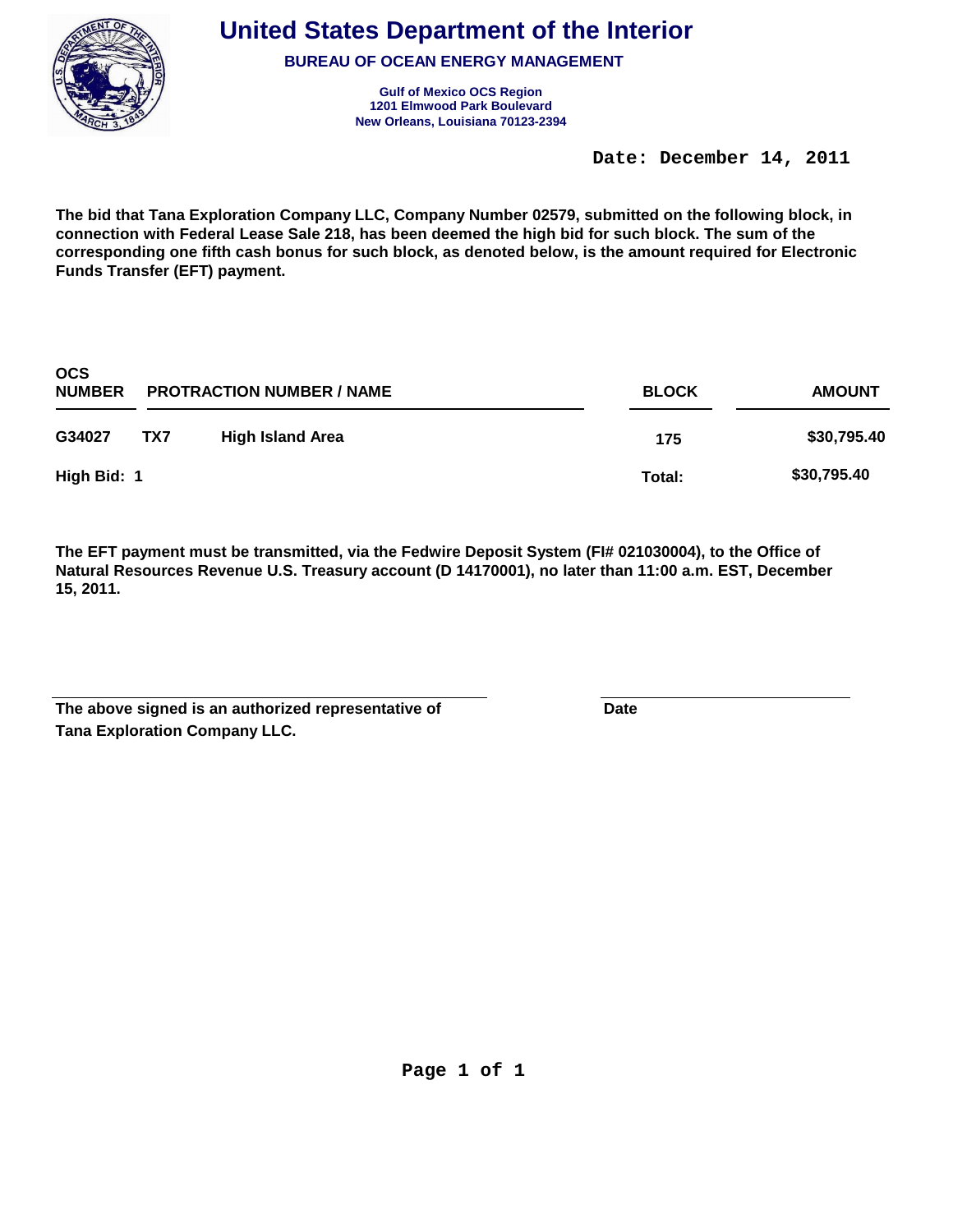# United States Department of the Interior

**BUREAU OF OCEAN ENERGY MANAGEMENT**

**Gulf of Mexico OCS Region**
**1201 Elmwood Park Boulevard**
**New Orleans, Louisiana 70123-2394**

**Date: December 14, 2011**

**The bid that Tana Exploration Company LLC, Company Number 02579, submitted on the following block, in connection with Federal Lease Sale 218, has been deemed the high bid for such block. The sum of the corresponding one fifth cash bonus for such block, as denoted below, is the amount required for Electronic Funds Transfer (EFT) payment.**

| OCS NUMBER | PROTRACTION NUMBER / NAME | | BLOCK | AMOUNT |
|---|---|---|---|---|
| G34027 | TX7 | High Island Area | 175 | $30,795.40 |
| High Bid: 1 | | | Total: | $30,795.40 |

**The EFT payment must be transmitted, via the Fedwire Deposit System (FI# 021030004), to the Office of Natural Resources Revenue U.S. Treasury account (D 14170001), no later than 11:00 a.m. EST, December 15, 2011.**

**The above signed is an authorized representative of Tana Exploration Company LLC.**

**Date**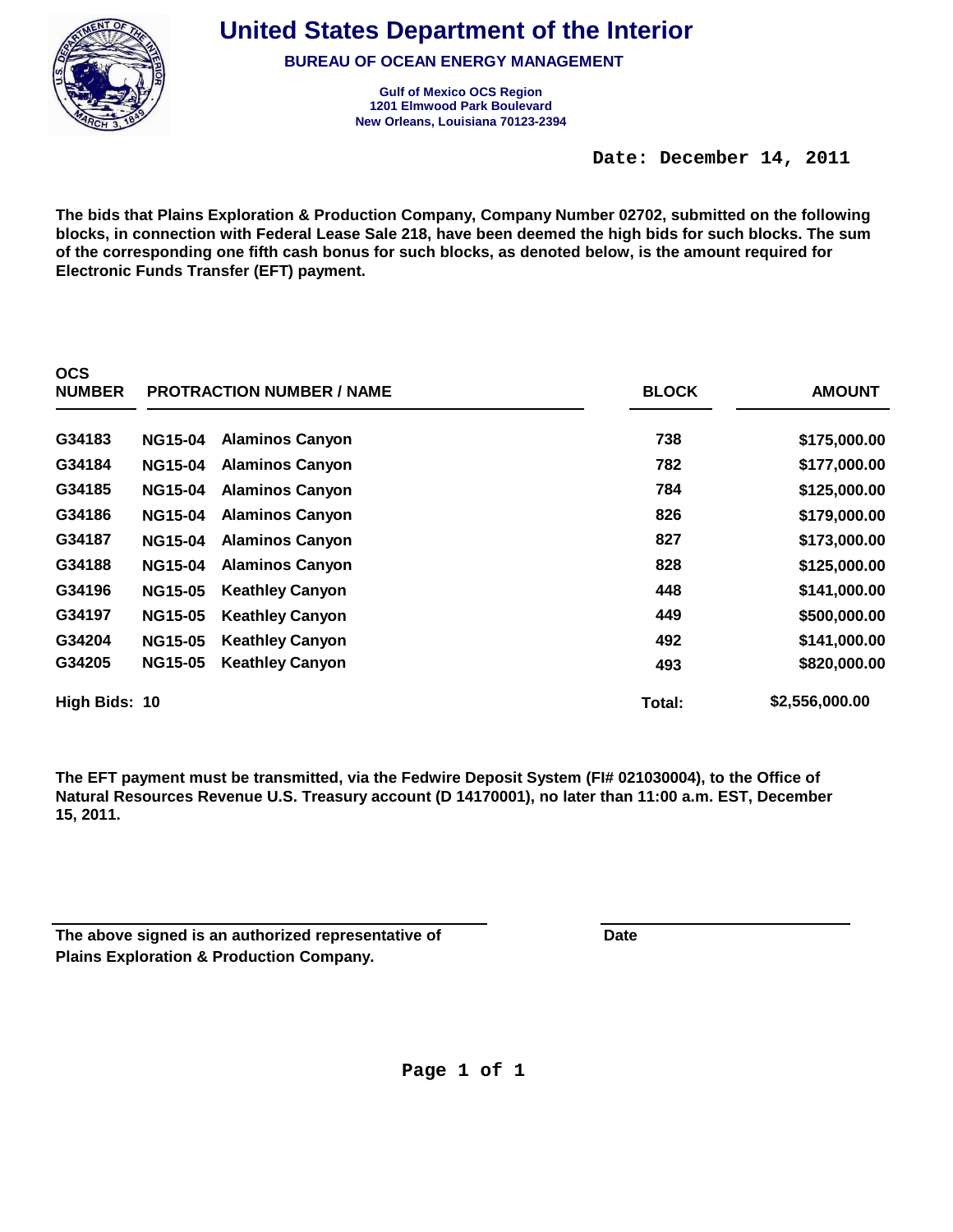# United States Department of the Interior

## BUREAU OF OCEAN ENERGY MANAGEMENT

**Gulf of Mexico OCS Region**
**1201 Elmwood Park Boulevard**
**New Orleans, Louisiana 70123-2394**

**Date: December 14, 2011**

**The bids that Plains Exploration & Production Company, Company Number 02702, submitted on the following blocks, in connection with Federal Lease Sale 218, have been deemed the high bids for such blocks. The sum of the corresponding one fifth cash bonus for such blocks, as denoted below, is the amount required for Electronic Funds Transfer (EFT) payment.**

| OCS NUMBER | PROTRACTION NUMBER | NAME | BLOCK | AMOUNT |
|---|---|---|---|---|
| G34183 | NG15-04 | Alaminos Canyon | 738 | $175,000.00 |
| G34184 | NG15-04 | Alaminos Canyon | 782 | $177,000.00 |
| G34185 | NG15-04 | Alaminos Canyon | 784 | $125,000.00 |
| G34186 | NG15-04 | Alaminos Canyon | 826 | $179,000.00 |
| G34187 | NG15-04 | Alaminos Canyon | 827 | $173,000.00 |
| G34188 | NG15-04 | Alaminos Canyon | 828 | $125,000.00 |
| G34196 | NG15-05 | Keathley Canyon | 448 | $141,000.00 |
| G34197 | NG15-05 | Keathley Canyon | 449 | $500,000.00 |
| G34204 | NG15-05 | Keathley Canyon | 492 | $141,000.00 |
| G34205 | NG15-05 | Keathley Canyon | 493 | $820,000.00 |
| **High Bids: 10** | | | **Total:** | **$2,556,000.00** |

**The EFT payment must be transmitted, via the Fedwire Deposit System (FI# 021030004), to the Office of Natural Resources Revenue U.S. Treasury account (D 14170001), no later than 11:00 a.m. EST, December 15, 2011.**

**The above signed is an authorized representative of Plains Exploration & Production Company.**

**Date**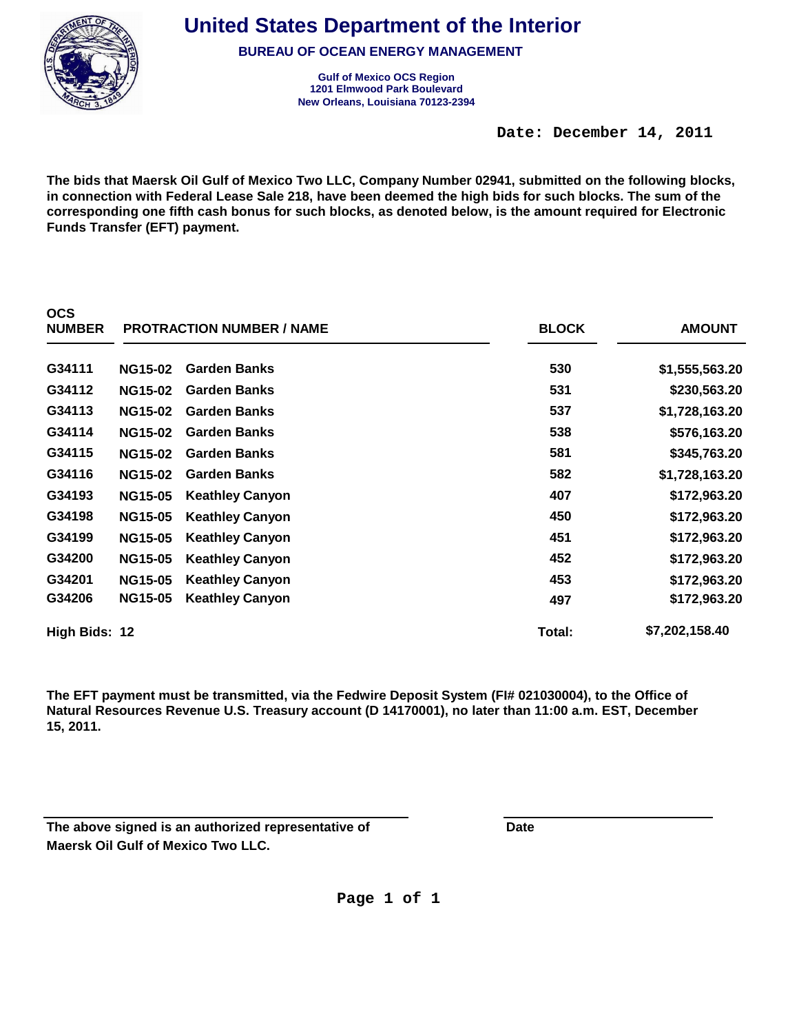# United States Department of the Interior

**BUREAU OF OCEAN ENERGY MANAGEMENT**

**Gulf of Mexico OCS Region**
**1201 Elmwood Park Boulevard**
**New Orleans, Louisiana 70123-2394**

**Date: December 14, 2011**

**The bids that Maersk Oil Gulf of Mexico Two LLC, Company Number 02941, submitted on the following blocks, in connection with Federal Lease Sale 218, have been deemed the high bids for such blocks. The sum of the corresponding one fifth cash bonus for such blocks, as denoted below, is the amount required for Electronic Funds Transfer (EFT) payment.**

| OCS NUMBER | PROTRACTION NUMBER | NAME | BLOCK | AMOUNT |
|---|---|---|---|---|
| G34111 | NG15-02 | Garden Banks | 530 | $1,555,563.20 |
| G34112 | NG15-02 | Garden Banks | 531 | $230,563.20 |
| G34113 | NG15-02 | Garden Banks | 537 | $1,728,163.20 |
| G34114 | NG15-02 | Garden Banks | 538 | $576,163.20 |
| G34115 | NG15-02 | Garden Banks | 581 | $345,763.20 |
| G34116 | NG15-02 | Garden Banks | 582 | $1,728,163.20 |
| G34193 | NG15-05 | Keathley Canyon | 407 | $172,963.20 |
| G34198 | NG15-05 | Keathley Canyon | 450 | $172,963.20 |
| G34199 | NG15-05 | Keathley Canyon | 451 | $172,963.20 |
| G34200 | NG15-05 | Keathley Canyon | 452 | $172,963.20 |
| G34201 | NG15-05 | Keathley Canyon | 453 | $172,963.20 |
| G34206 | NG15-05 | Keathley Canyon | 497 | $172,963.20 |
| **High Bids: 12** | | | **Total:** | **$7,202,158.40** |

**The EFT payment must be transmitted, via the Fedwire Deposit System (FI# 021030004), to the Office of Natural Resources Revenue U.S. Treasury account (D 14170001), no later than 11:00 a.m. EST, December 15, 2011.**

______________________________

**The above signed is an authorized representative of Maersk Oil Gulf of Mexico Two LLC.**

______________________________

**Date**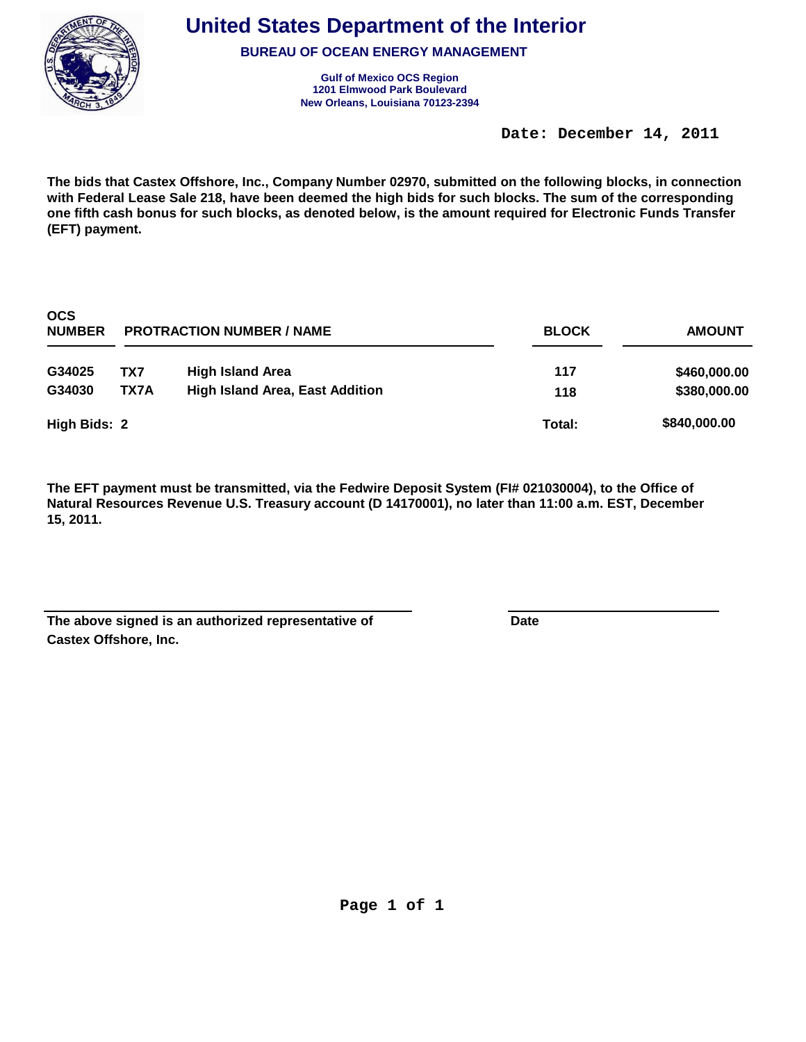# United States Department of the Interior

**BUREAU OF OCEAN ENERGY MANAGEMENT**

**Gulf of Mexico OCS Region**
**1201 Elmwood Park Boulevard**
**New Orleans, Louisiana 70123-2394**

**Date: December 14, 2011**

**The bids that Castex Offshore, Inc., Company Number 02970, submitted on the following blocks, in connection with Federal Lease Sale 218, have been deemed the high bids for such blocks. The sum of the corresponding one fifth cash bonus for such blocks, as denoted below, is the amount required for Electronic Funds Transfer (EFT) payment.**

| OCS NUMBER | PROTRACTION NUMBER / NAME | | BLOCK | AMOUNT |
|---|---|---|---|---|
| G34025 | TX7 | High Island Area | 117 | $460,000.00 |
| G34030 | TX7A | High Island Area, East Addition | 118 | $380,000.00 |
| High Bids: 2 | | | Total: | $840,000.00 |

**The EFT payment must be transmitted, via the Fedwire Deposit System (FI# 021030004), to the Office of Natural Resources Revenue U.S. Treasury account (D 14170001), no later than 11:00 a.m. EST, December 15, 2011.**

______________________________ ______________________________

**The above signed is an authorized representative of Castex Offshore, Inc.** **Date**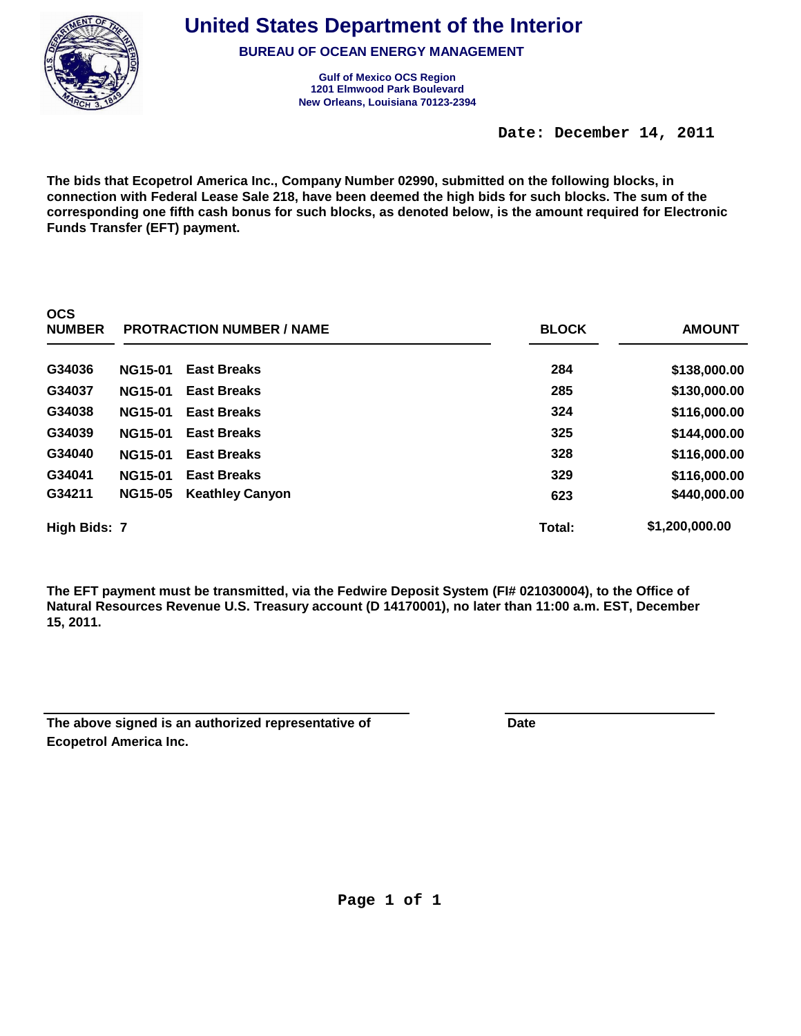# United States Department of the Interior

**BUREAU OF OCEAN ENERGY MANAGEMENT**

**Gulf of Mexico OCS Region**
**1201 Elmwood Park Boulevard**
**New Orleans, Louisiana 70123-2394**

**Date: December 14, 2011**

**The bids that Ecopetrol America Inc., Company Number 02990, submitted on the following blocks, in connection with Federal Lease Sale 218, have been deemed the high bids for such blocks. The sum of the corresponding one fifth cash bonus for such blocks, as denoted below, is the amount required for Electronic Funds Transfer (EFT) payment.**

| OCS NUMBER | PROTRACTION NUMBER / NAME | | BLOCK | AMOUNT |
|---|---|---|---|---|
| G34036 | NG15-01 | East Breaks | 284 | $138,000.00 |
| G34037 | NG15-01 | East Breaks | 285 | $130,000.00 |
| G34038 | NG15-01 | East Breaks | 324 | $116,000.00 |
| G34039 | NG15-01 | East Breaks | 325 | $144,000.00 |
| G34040 | NG15-01 | East Breaks | 328 | $116,000.00 |
| G34041 | NG15-01 | East Breaks | 329 | $116,000.00 |
| G34211 | NG15-05 | Keathley Canyon | 623 | $440,000.00 |
| **High Bids: 7** | | | **Total:** | **$1,200,000.00** |

**The EFT payment must be transmitted, via the Fedwire Deposit System (FI# 021030004), to the Office of Natural Resources Revenue U.S. Treasury account (D 14170001), no later than 11:00 a.m. EST, December 15, 2011.**

______________________________ ______________________________

**The above signed is an authorized representative of Ecopetrol America Inc.** **Date**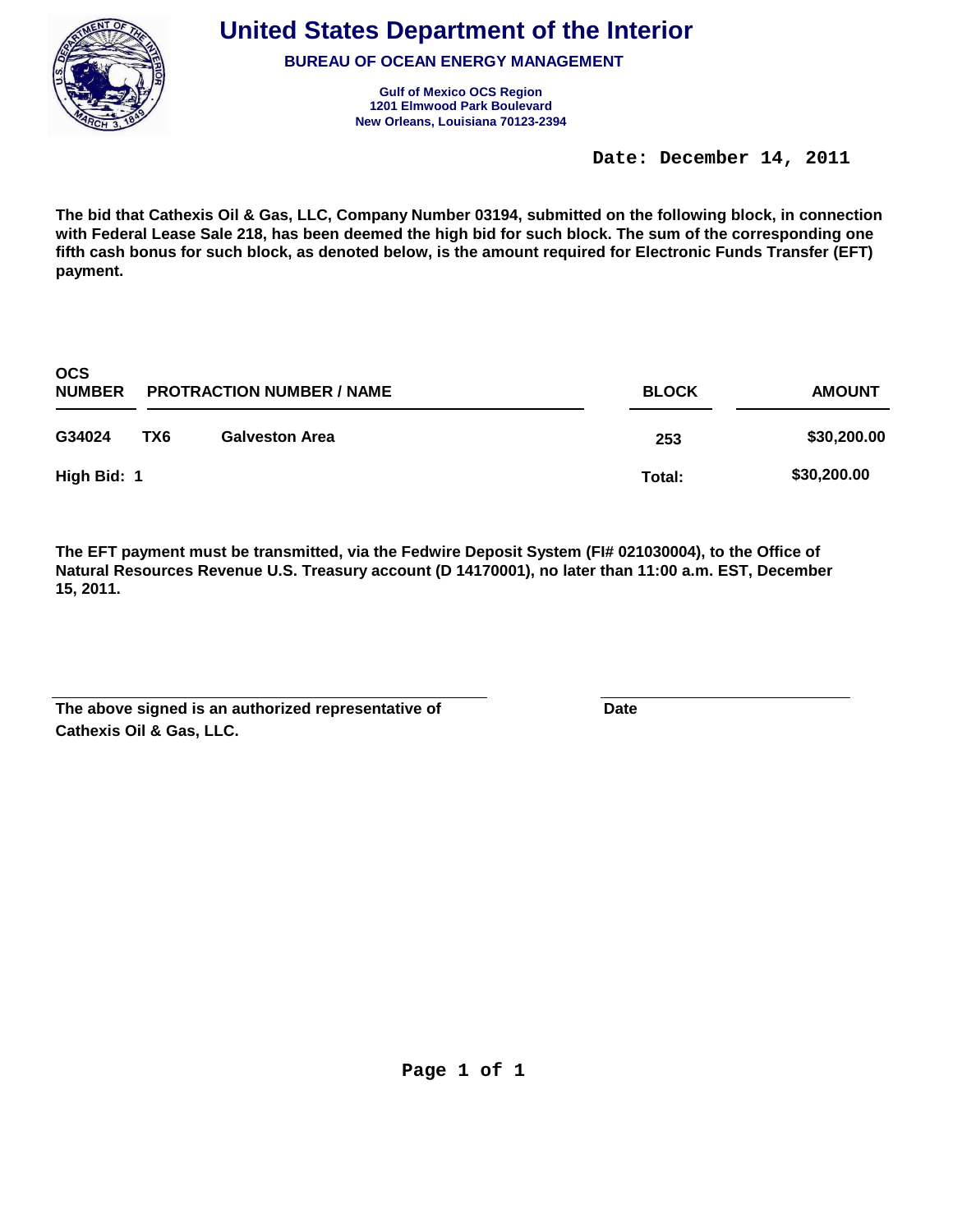# United States Department of the Interior

**BUREAU OF OCEAN ENERGY MANAGEMENT**

**Gulf of Mexico OCS Region**
**1201 Elmwood Park Boulevard**
**New Orleans, Louisiana 70123-2394**

**Date: December 14, 2011**

**The bid that Cathexis Oil & Gas, LLC, Company Number 03194, submitted on the following block, in connection with Federal Lease Sale 218, has been deemed the high bid for such block. The sum of the corresponding one fifth cash bonus for such block, as denoted below, is the amount required for Electronic Funds Transfer (EFT) payment.**

| OCS NUMBER | PROTRACTION NUMBER / NAME | | BLOCK | AMOUNT |
|---|---|---|---|---|
| G34024 | TX6 | Galveston Area | 253 | $30,200.00 |
| High Bid: 1 | | | Total: | $30,200.00 |

**The EFT payment must be transmitted, via the Fedwire Deposit System (FI# 021030004), to the Office of Natural Resources Revenue U.S. Treasury account (D 14170001), no later than 11:00 a.m. EST, December 15, 2011.**

**The above signed is an authorized representative of Cathexis Oil & Gas, LLC.**

**Date**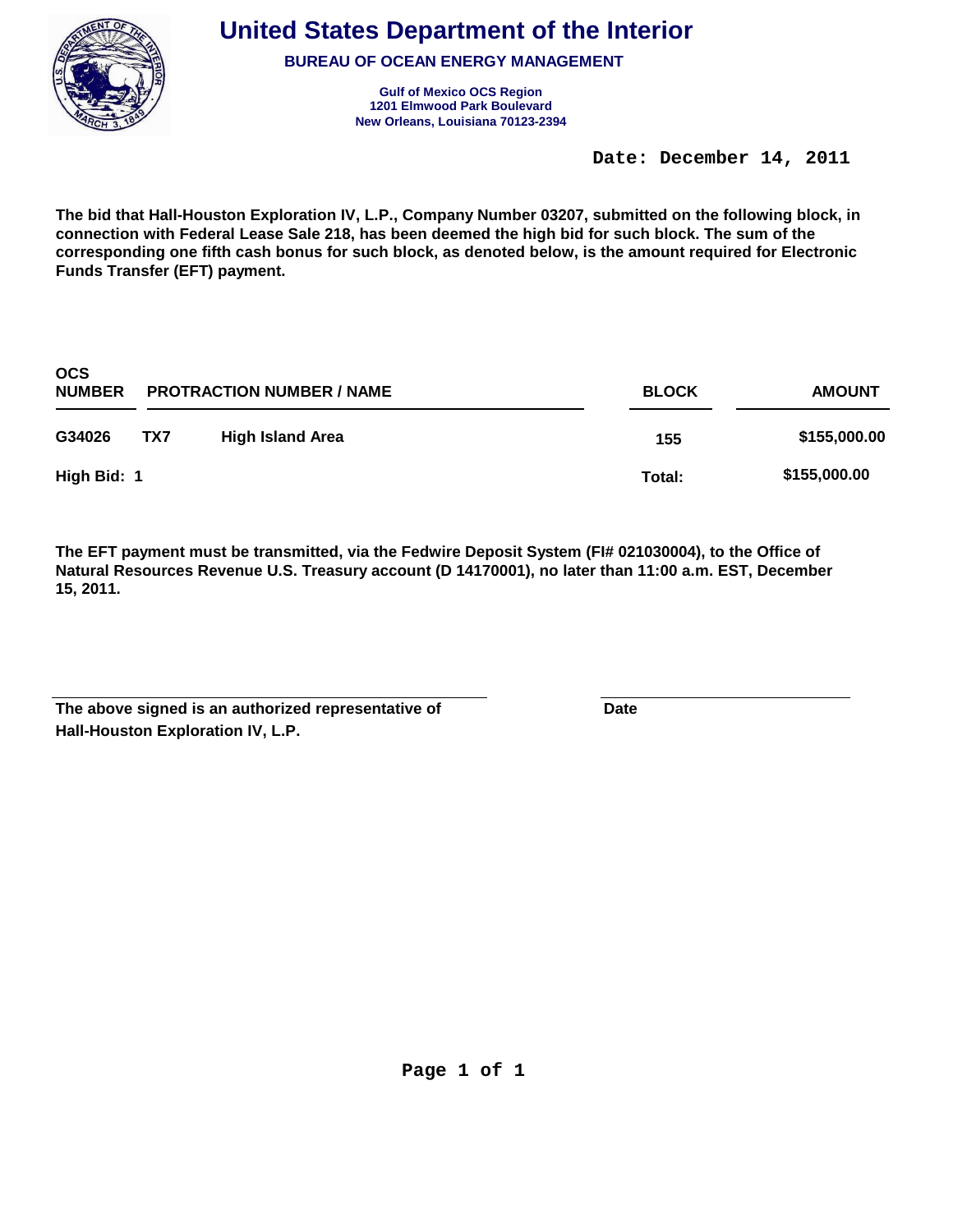# United States Department of the Interior

**BUREAU OF OCEAN ENERGY MANAGEMENT**

**Gulf of Mexico OCS Region**
**1201 Elmwood Park Boulevard**
**New Orleans, Louisiana 70123-2394**

**Date: December 14, 2011**

**The bid that Hall-Houston Exploration IV, L.P., Company Number 03207, submitted on the following block, in connection with Federal Lease Sale 218, has been deemed the high bid for such block. The sum of the corresponding one fifth cash bonus for such block, as denoted below, is the amount required for Electronic Funds Transfer (EFT) payment.**

| OCS NUMBER | PROTRACTION NUMBER / NAME | | BLOCK | AMOUNT |
|---|---|---|---|---|
| G34026 | TX7 | High Island Area | 155 | $155,000.00 |
| High Bid: 1 | | | Total: | $155,000.00 |

**The EFT payment must be transmitted, via the Fedwire Deposit System (FI# 021030004), to the Office of Natural Resources Revenue U.S. Treasury account (D 14170001), no later than 11:00 a.m. EST, December 15, 2011.**

**The above signed is an authorized representative of Hall-Houston Exploration IV, L.P.**

**Date**